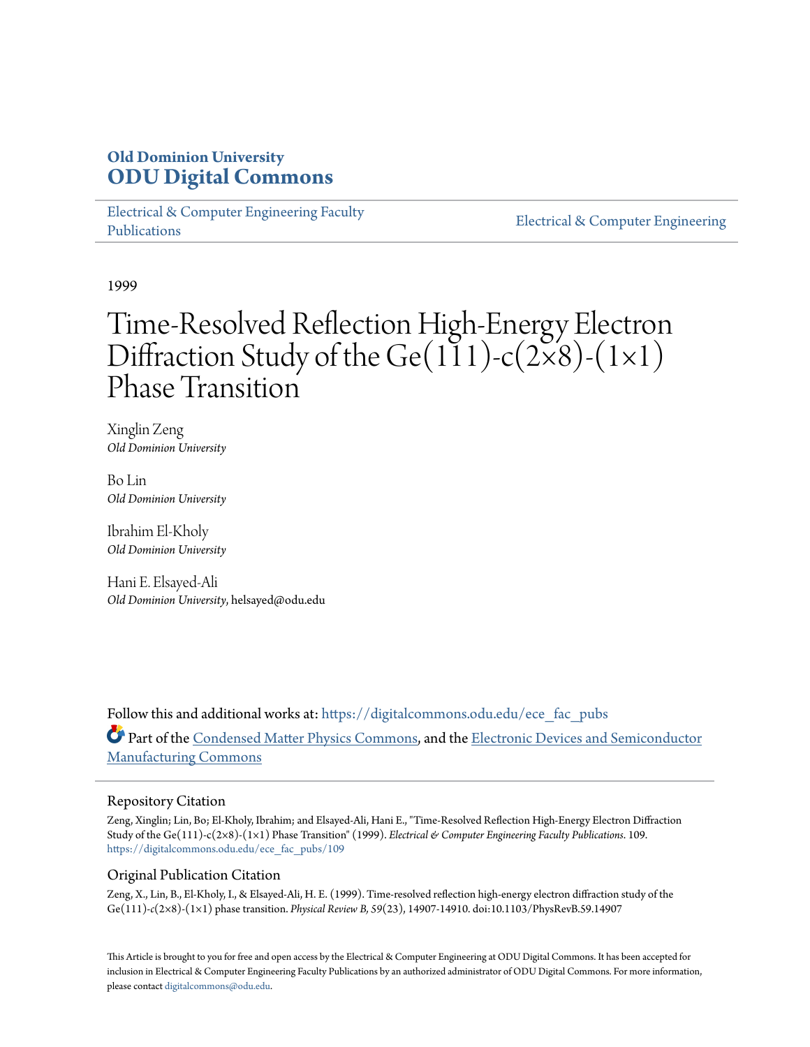**Old Dominion University**
**ODU Digital Commons**

Electrical & Computer Engineering Faculty Publications | Electrical & Computer Engineering

1999

# Time-Resolved Reflection High-Energy Electron Diffraction Study of the Ge(111)-c(2×8)-(1×1) Phase Transition

Xinglin Zeng
*Old Dominion University*

Bo Lin
*Old Dominion University*

Ibrahim El-Kholy
*Old Dominion University*

Hani E. Elsayed-Ali
*Old Dominion University*, helsayed@odu.edu

Follow this and additional works at: https://digitalcommons.odu.edu/ece_fac_pubs

Part of the Condensed Matter Physics Commons, and the Electronic Devices and Semiconductor Manufacturing Commons

## Repository Citation

Zeng, Xinglin; Lin, Bo; El-Kholy, Ibrahim; and Elsayed-Ali, Hani E., "Time-Resolved Reflection High-Energy Electron Diffraction Study of the Ge(111)-c(2×8)-(1×1) Phase Transition" (1999). *Electrical & Computer Engineering Faculty Publications*. 109.
https://digitalcommons.odu.edu/ece_fac_pubs/109

## Original Publication Citation

Zeng, X., Lin, B., El-Kholy, I., & Elsayed-Ali, H. E. (1999). Time-resolved reflection high-energy electron diffraction study of the Ge(111)-*c*(2×8)-(1×1) phase transition. *Physical Review B, 59*(23), 14907-14910. doi:10.1103/PhysRevB.59.14907

This Article is brought to you for free and open access by the Electrical & Computer Engineering at ODU Digital Commons. It has been accepted for inclusion in Electrical & Computer Engineering Faculty Publications by an authorized administrator of ODU Digital Commons. For more information, please contact digitalcommons@odu.edu.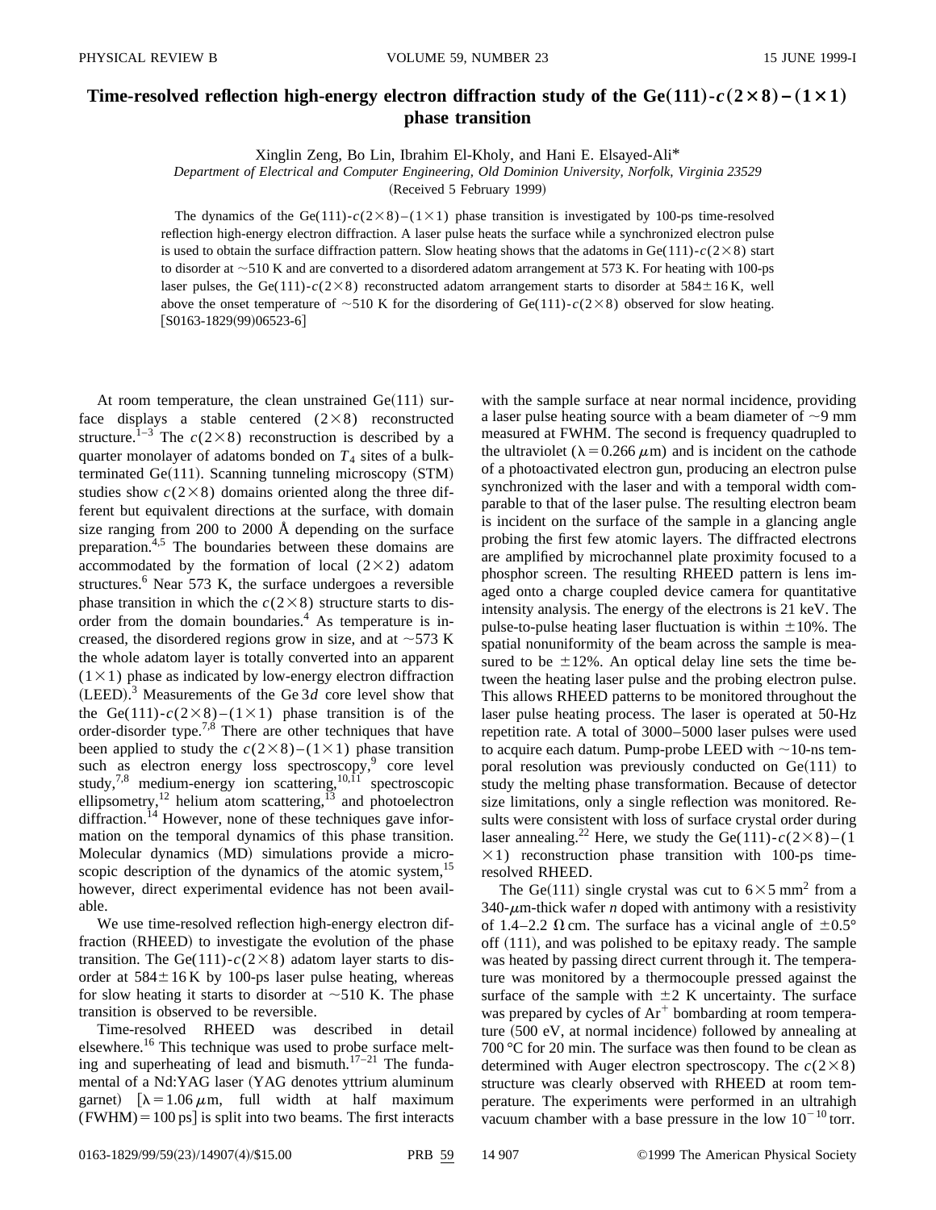# Time-resolved reflection high-energy electron diffraction study of the Ge(111)-$c(2\times8)-(1\times1)$ phase transition

Xinglin Zeng, Bo Lin, Ibrahim El-Kholy, and Hani E. Elsayed-Ali*

*Department of Electrical and Computer Engineering, Old Dominion University, Norfolk, Virginia 23529*

(Received 5 February 1999)

The dynamics of the Ge(111)-$c(2\times8)$–$(1\times1)$ phase transition is investigated by 100-ps time-resolved reflection high-energy electron diffraction. A laser pulse heats the surface while a synchronized electron pulse is used to obtain the surface diffraction pattern. Slow heating shows that the adatoms in Ge(111)-$c(2\times8)$ start to disorder at ~510 K and are converted to a disordered adatom arrangement at 573 K. For heating with 100-ps laser pulses, the Ge(111)-$c(2\times8)$ reconstructed adatom arrangement starts to disorder at $584\pm16$ K, well above the onset temperature of ~510 K for the disordering of Ge(111)-$c(2\times8)$ observed for slow heating. [S0163-1829(99)06523-6]

At room temperature, the clean unstrained Ge(111) surface displays a stable centered $(2\times8)$ reconstructed structure.[1–3] The $c(2\times8)$ reconstruction is described by a quarter monolayer of adatoms bonded on $T_4$ sites of a bulk-terminated Ge(111). Scanning tunneling microscopy (STM) studies show $c(2\times8)$ domains oriented along the three different but equivalent directions at the surface, with domain size ranging from 200 to 2000 Å depending on the surface preparation.[4,5] The boundaries between these domains are accommodated by the formation of local $(2\times2)$ adatom structures.[6] Near 573 K, the surface undergoes a reversible phase transition in which the $c(2\times8)$ structure starts to disorder from the domain boundaries.[4] As temperature is increased, the disordered regions grow in size, and at ~573 K the whole adatom layer is totally converted into an apparent $(1\times1)$ phase as indicated by low-energy electron diffraction (LEED).[3] Measurements of the Ge $3d$ core level show that the Ge(111)-$c(2\times8)$–$(1\times1)$ phase transition is of the order-disorder type.[7,8] There are other techniques that have been applied to study the $c(2\times8)$–$(1\times1)$ phase transition such as electron energy loss spectroscopy,[9] core level study,[7,8] medium-energy ion scattering,[10,11] spectroscopic ellipsometry,[12] helium atom scattering,[13] and photoelectron diffraction.[14] However, none of these techniques gave information on the temporal dynamics of this phase transition. Molecular dynamics (MD) simulations provide a microscopic description of the dynamics of the atomic system,[15] however, direct experimental evidence has not been available.

We use time-resolved reflection high-energy electron diffraction (RHEED) to investigate the evolution of the phase transition. The Ge(111)-$c(2\times8)$ adatom layer starts to disorder at $584\pm16$ K by 100-ps laser pulse heating, whereas for slow heating it starts to disorder at ~510 K. The phase transition is observed to be reversible.

Time-resolved RHEED was described in detail elsewhere.[16] This technique was used to probe surface melting and superheating of lead and bismuth.[17–21] The fundamental of a Nd:YAG laser (YAG denotes yttrium aluminum garnet) [$\lambda=1.06\,\mu$m, full width at half maximum (FWHM) = 100 ps] is split into two beams. The first interacts with the sample surface at near normal incidence, providing a laser pulse heating source with a beam diameter of ~9 mm measured at FWHM. The second is frequency quadrupled to the ultraviolet ($\lambda=0.266\,\mu$m) and is incident on the cathode of a photoactivated electron gun, producing an electron pulse synchronized with the laser and with a temporal width comparable to that of the laser pulse. The resulting electron beam is incident on the surface of the sample in a glancing angle probing the first few atomic layers. The diffracted electrons are amplified by microchannel plate proximity focused to a phosphor screen. The resulting RHEED pattern is lens imaged onto a charge coupled device camera for quantitative intensity analysis. The energy of the electrons is 21 keV. The pulse-to-pulse heating laser fluctuation is within $\pm10\%$. The spatial nonuniformity of the beam across the sample is measured to be $\pm12\%$. An optical delay line sets the time between the heating laser pulse and the probing electron pulse. This allows RHEED patterns to be monitored throughout the laser pulse heating process. The laser is operated at 50-Hz repetition rate. A total of 3000–5000 laser pulses were used to acquire each datum. Pump-probe LEED with ~10-ns temporal resolution was previously conducted on Ge(111) to study the melting phase transformation. Because of detector size limitations, only a single reflection was monitored. Results were consistent with loss of surface crystal order during laser annealing.[22] Here, we study the Ge(111)-$c(2\times8)$–$(1\times1)$ reconstruction phase transition with 100-ps time-resolved RHEED.

The Ge(111) single crystal was cut to $6\times5$ mm$^2$ from a 340-$\mu$m-thick wafer $n$ doped with antimony with a resistivity of 1.4–2.2 $\Omega$ cm. The surface has a vicinal angle of $\pm0.5°$ off (111), and was polished to be epitaxy ready. The sample was heated by passing direct current through it. The temperature was monitored by a thermocouple pressed against the surface of the sample with $\pm2$ K uncertainty. The surface was prepared by cycles of Ar$^+$ bombarding at room temperature (500 eV, at normal incidence) followed by annealing at 700 °C for 20 min. The surface was then found to be clean as determined with Auger electron spectroscopy. The $c(2\times8)$ structure was clearly observed with RHEED at room temperature. The experiments were performed in an ultrahigh vacuum chamber with a base pressure in the low $10^{-10}$ torr.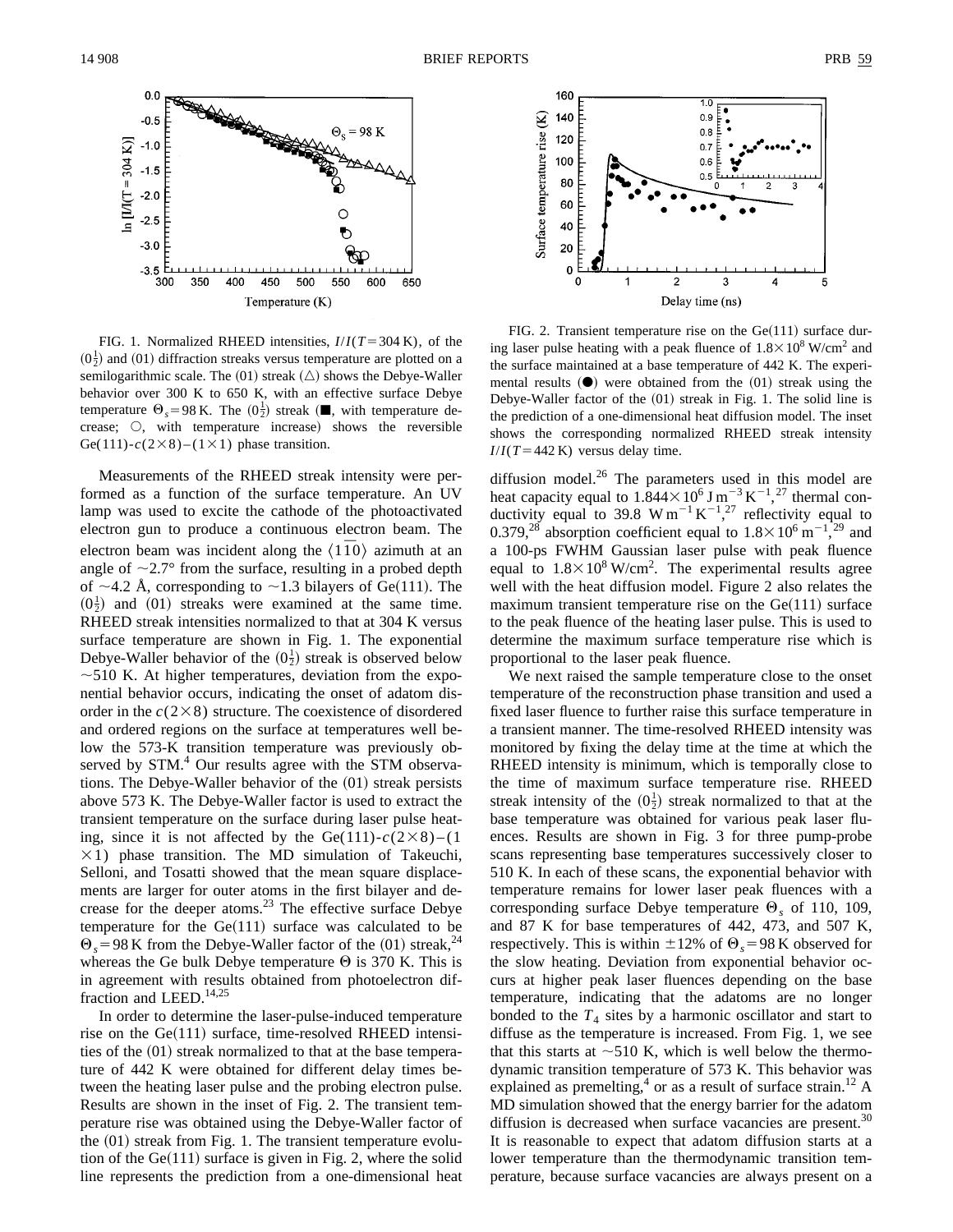FIG. 1. Normalized RHEED intensities, $I/I(T=304\,\mathrm{K})$, of the $(0\frac{1}{2})$ and $(01)$ diffraction streaks versus temperature are plotted on a semilogarithmic scale. The $(01)$ streak ($\triangle$) shows the Debye-Waller behavior over 300 K to 650 K, with an effective surface Debye temperature $\Theta_s=98\,\mathrm{K}$. The $(0\frac{1}{2})$ streak ($\blacksquare$, with temperature decrease; $\bigcirc$, with temperature increase) shows the reversible Ge(111)-$c(2\times8)-(1\times1)$ phase transition.

FIG. 2. Transient temperature rise on the Ge(111) surface during laser pulse heating with a peak fluence of $1.8\times10^{8}\,\mathrm{W/cm^2}$ and the surface maintained at a base temperature of 442 K. The experimental results ($\bullet$) were obtained from the $(01)$ streak using the Debye-Waller factor of the $(01)$ streak in Fig. 1. The solid line is the prediction of a one-dimensional heat diffusion model. The inset shows the corresponding normalized RHEED streak intensity $I/I(T=442\,\mathrm{K})$ versus delay time.

Measurements of the RHEED streak intensity were performed as a function of the surface temperature. An UV lamp was used to excite the cathode of the photoactivated electron gun to produce a continuous electron beam. The electron beam was incident along the $\langle 1\bar{1}0\rangle$ azimuth at an angle of $\sim 2.7°$ from the surface, resulting in a probed depth of $\sim 4.2$ Å, corresponding to $\sim 1.3$ bilayers of Ge(111). The $(0\frac{1}{2})$ and $(01)$ streaks were examined at the same time. RHEED streak intensities normalized to that at 304 K versus surface temperature are shown in Fig. 1. The exponential Debye-Waller behavior of the $(0\frac{1}{2})$ streak is observed below $\sim 510$ K. At higher temperatures, deviation from the exponential behavior occurs, indicating the onset of adatom disorder in the $c(2\times8)$ structure. The coexistence of disordered and ordered regions on the surface at temperatures well below the 573-K transition temperature was previously observed by STM.[4] Our results agree with the STM observations. The Debye-Waller behavior of the $(01)$ streak persists above 573 K. The Debye-Waller factor is used to extract the transient temperature on the surface during laser pulse heating, since it is not affected by the Ge(111)-$c(2\times8)-(1\times1)$ phase transition. The MD simulation of Takeuchi, Selloni, and Tosatti showed that the mean square displacements are larger for outer atoms in the first bilayer and decrease for the deeper atoms.[23] The effective surface Debye temperature for the Ge(111) surface was calculated to be $\Theta_s=98\,\mathrm{K}$ from the Debye-Waller factor of the $(01)$ streak,[24] whereas the Ge bulk Debye temperature $\Theta$ is 370 K. This is in agreement with results obtained from photoelectron diffraction and LEED.[14,25]

In order to determine the laser-pulse-induced temperature rise on the Ge(111) surface, time-resolved RHEED intensities of the $(01)$ streak normalized to that at the base temperature of 442 K were obtained for different delay times between the heating laser pulse and the probing electron pulse. Results are shown in the inset of Fig. 2. The transient temperature rise was obtained using the Debye-Waller factor of the $(01)$ streak from Fig. 1. The transient temperature evolution of the Ge(111) surface is given in Fig. 2, where the solid line represents the prediction from a one-dimensional heat diffusion model.[26] The parameters used in this model are heat capacity equal to $1.844\times10^{6}\,\mathrm{J\,m^{-3}\,K^{-1}}$,[27] thermal conductivity equal to $39.8\,\mathrm{W\,m^{-1}\,K^{-1}}$,[27] reflectivity equal to 0.379,[28] absorption coefficient equal to $1.8\times10^{6}\,\mathrm{m^{-1}}$,[29] and a 100-ps FWHM Gaussian laser pulse with peak fluence equal to $1.8\times10^{8}\,\mathrm{W/cm^2}$. The experimental results agree well with the heat diffusion model. Figure 2 also relates the maximum transient temperature rise on the Ge(111) surface to the peak fluence of the heating laser pulse. This is used to determine the maximum surface temperature rise which is proportional to the laser peak fluence.

We next raised the sample temperature close to the onset temperature of the reconstruction phase transition and used a fixed laser fluence to further raise this surface temperature in a transient manner. The time-resolved RHEED intensity was monitored by fixing the delay time at the time at which the RHEED intensity is minimum, which is temporally close to the time of maximum surface temperature rise. RHEED streak intensity of the $(0\frac{1}{2})$ streak normalized to that at the base temperature was obtained for various peak laser fluences. Results are shown in Fig. 3 for three pump-probe scans representing base temperatures successively closer to 510 K. In each of these scans, the exponential behavior with temperature remains for lower laser peak fluences with a corresponding surface Debye temperature $\Theta_s$ of 110, 109, and 87 K for base temperatures of 442, 473, and 507 K, respectively. This is within $\pm12\%$ of $\Theta_s=98\,\mathrm{K}$ observed for the slow heating. Deviation from exponential behavior occurs at higher peak laser fluences depending on the base temperature, indicating that the adatoms are no longer bonded to the $T_4$ sites by a harmonic oscillator and start to diffuse as the temperature is increased. From Fig. 1, we see that this starts at $\sim 510$ K, which is well below the thermodynamic transition temperature of 573 K. This behavior was explained as premelting,[4] or as a result of surface strain.[12] A MD simulation showed that the energy barrier for the adatom diffusion is decreased when surface vacancies are present.[30] It is reasonable to expect that adatom diffusion starts at a lower temperature than the thermodynamic transition temperature, because surface vacancies are always present on a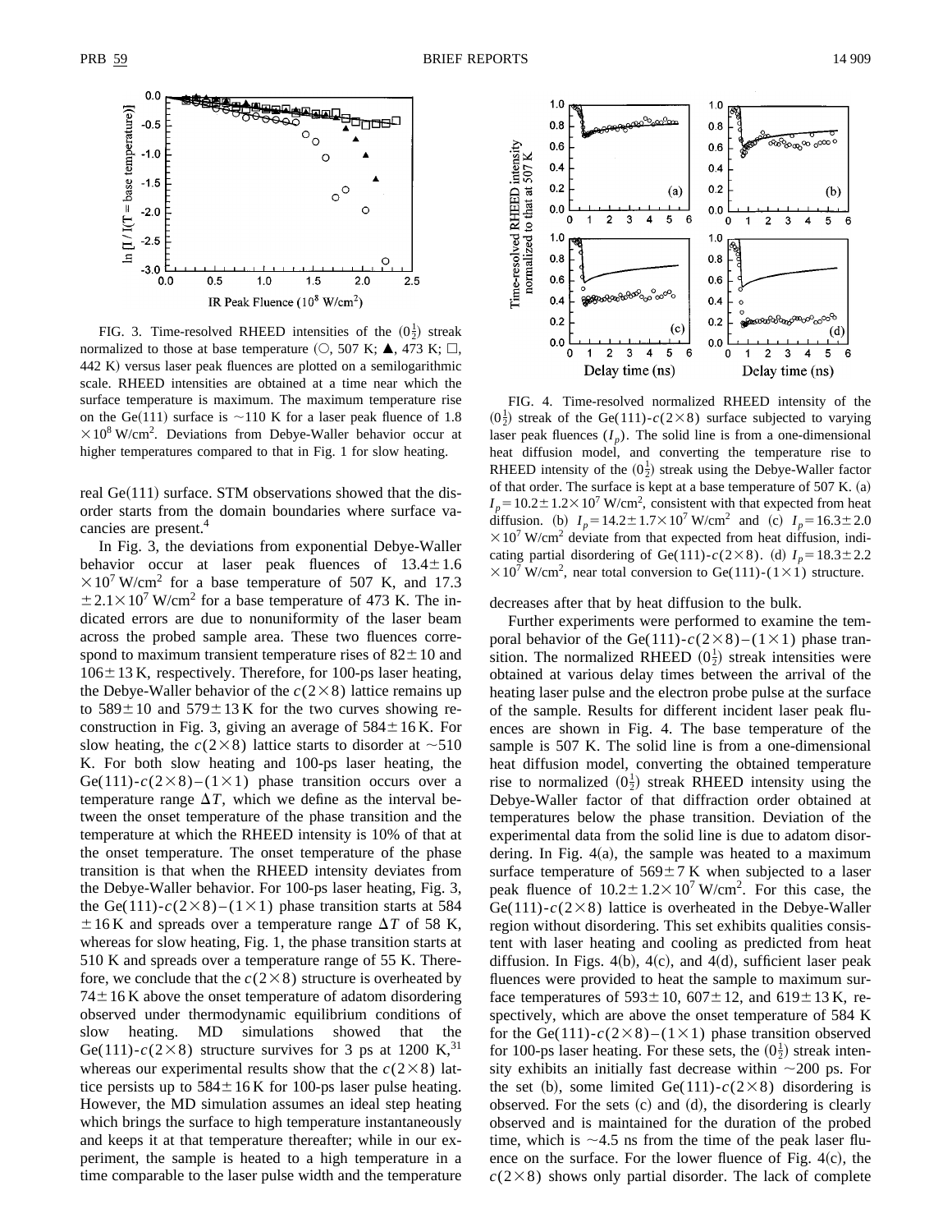FIG. 3. Time-resolved RHEED intensities of the $(0\frac{1}{2})$ streak normalized to those at base temperature (○, 507 K; ▲, 473 K; □, 442 K) versus laser peak fluences are plotted on a semilogarithmic scale. RHEED intensities are obtained at a time near which the surface temperature is maximum. The maximum temperature rise on the Ge(111) surface is ~110 K for a laser peak fluence of $1.8 \times 10^8$ W/cm$^2$. Deviations from Debye-Waller behavior occur at higher temperatures compared to that in Fig. 1 for slow heating.

FIG. 4. Time-resolved normalized RHEED intensity of the $(0\frac{1}{2})$ streak of the Ge(111)-$c(2\times8)$ surface subjected to varying laser peak fluences ($I_p$). The solid line is from a one-dimensional heat diffusion model, and converting the temperature rise to RHEED intensity of the $(0\frac{1}{2})$ streak using the Debye-Waller factor of that order. The surface is kept at a base temperature of 507 K. (a) $I_p = 10.2 \pm 1.2 \times 10^7$ W/cm$^2$, consistent with that expected from heat diffusion. (b) $I_p = 14.2 \pm 1.7 \times 10^7$ W/cm$^2$ and (c) $I_p = 16.3 \pm 2.0 \times 10^7$ W/cm$^2$ deviate from that expected from heat diffusion, indicating partial disordering of Ge(111)-$c(2\times8)$. (d) $I_p = 18.3 \pm 2.2 \times 10^7$ W/cm$^2$, near total conversion to Ge(111)-$(1\times1)$ structure.

real Ge(111) surface. STM observations showed that the disorder starts from the domain boundaries where surface vacancies are present.[4]

In Fig. 3, the deviations from exponential Debye-Waller behavior occur at laser peak fluences of $13.4 \pm 1.6 \times 10^7$ W/cm$^2$ for a base temperature of 507 K, and $17.3 \pm 2.1 \times 10^7$ W/cm$^2$ for a base temperature of 473 K. The indicated errors are due to nonuniformity of the laser beam across the probed sample area. These two fluences correspond to maximum transient temperature rises of $82 \pm 10$ and $106 \pm 13$ K, respectively. Therefore, for 100-ps laser heating, the Debye-Waller behavior of the $c(2\times8)$ lattice remains up to $589 \pm 10$ and $579 \pm 13$ K for the two curves showing reconstruction in Fig. 3, giving an average of $584 \pm 16$ K. For slow heating, the $c(2\times8)$ lattice starts to disorder at ~510 K. For both slow heating and 100-ps laser heating, the Ge(111)-$c(2\times8)$–$(1\times1)$ phase transition occurs over a temperature range $\Delta T$, which we define as the interval between the onset temperature of the phase transition and the temperature at which the RHEED intensity is 10% of that at the onset temperature. The onset temperature of the phase transition is that when the RHEED intensity deviates from the Debye-Waller behavior. For 100-ps laser heating, Fig. 3, the Ge(111)-$c(2\times8)$–$(1\times1)$ phase transition starts at $584 \pm 16$ K and spreads over a temperature range $\Delta T$ of 58 K, whereas for slow heating, Fig. 1, the phase transition starts at 510 K and spreads over a temperature range of 55 K. Therefore, we conclude that the $c(2\times8)$ structure is overheated by $74 \pm 16$ K above the onset temperature of adatom disordering observed under thermodynamic equilibrium conditions of slow heating. MD simulations showed that the Ge(111)-$c(2\times8)$ structure survives for 3 ps at 1200 K,[31] whereas our experimental results show that the $c(2\times8)$ lattice persists up to $584 \pm 16$ K for 100-ps laser pulse heating. However, the MD simulation assumes an ideal step heating which brings the surface to high temperature instantaneously and keeps it at that temperature thereafter; while in our experiment, the sample is heated to a high temperature in a time comparable to the laser pulse width and the temperature decreases after that by heat diffusion to the bulk.

Further experiments were performed to examine the temporal behavior of the Ge(111)-$c(2\times8)$–$(1\times1)$ phase transition. The normalized RHEED $(0\frac{1}{2})$ streak intensities were obtained at various delay times between the arrival of the heating laser pulse and the electron probe pulse at the surface of the sample. Results for different incident laser peak fluences are shown in Fig. 4. The base temperature of the sample is 507 K. The solid line is from a one-dimensional heat diffusion model, converting the obtained temperature rise to normalized $(0\frac{1}{2})$ streak RHEED intensity using the Debye-Waller factor of that diffraction order obtained at temperatures below the phase transition. Deviation of the experimental data from the solid line is due to adatom disordering. In Fig. 4(a), the sample was heated to a maximum surface temperature of $569 \pm 7$ K when subjected to a laser peak fluence of $10.2 \pm 1.2 \times 10^7$ W/cm$^2$. For this case, the Ge(111)-$c(2\times8)$ lattice is overheated in the Debye-Waller region without disordering. This set exhibits qualities consistent with laser heating and cooling as predicted from heat diffusion. In Figs. 4(b), 4(c), and 4(d), sufficient laser peak fluences were provided to heat the sample to maximum surface temperatures of $593 \pm 10$, $607 \pm 12$, and $619 \pm 13$ K, respectively, which are above the onset temperature of 584 K for the Ge(111)-$c(2\times8)$–$(1\times1)$ phase transition observed for 100-ps laser heating. For these sets, the $(0\frac{1}{2})$ streak intensity exhibits an initially fast decrease within ~200 ps. For the set (b), some limited Ge(111)-$c(2\times8)$ disordering is observed. For the sets (c) and (d), the disordering is clearly observed and is maintained for the duration of the probed time, which is ~4.5 ns from the time of the peak laser fluence on the surface. For the lower fluence of Fig. 4(c), the $c(2\times8)$ shows only partial disorder. The lack of complete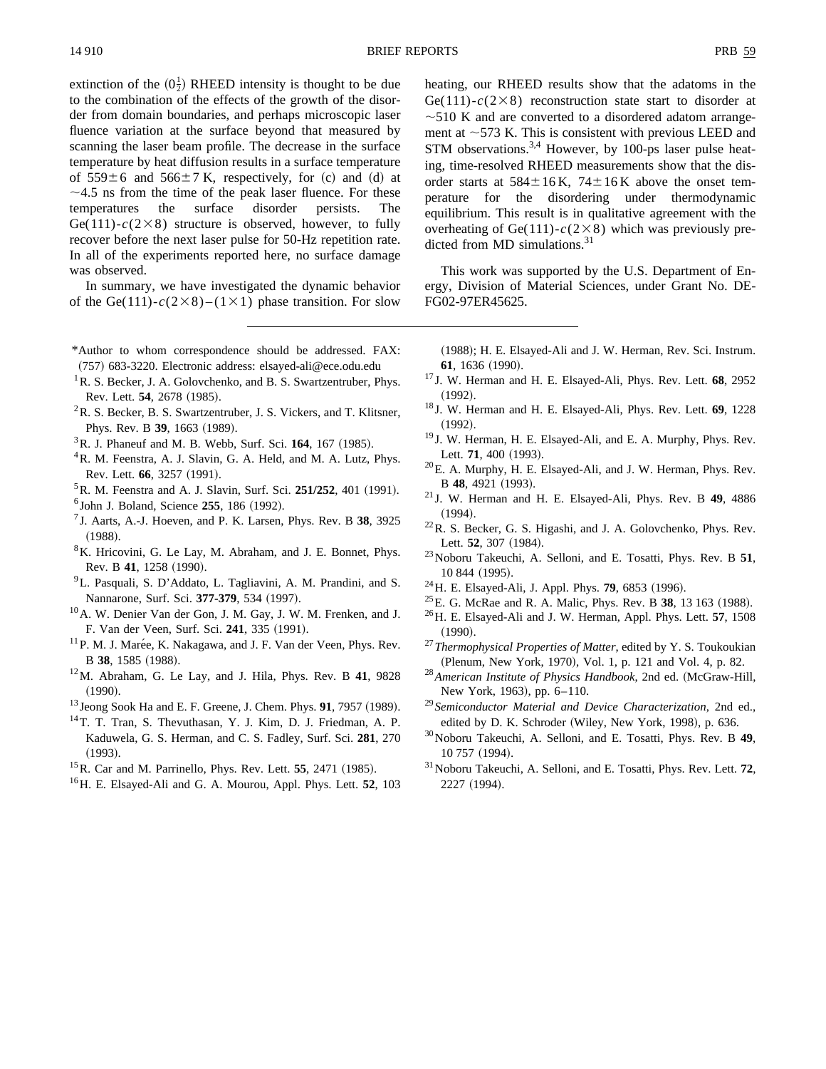extinction of the $(0\frac{1}{2})$ RHEED intensity is thought to be due to the combination of the effects of the growth of the disorder from domain boundaries, and perhaps microscopic laser fluence variation at the surface beyond that measured by scanning the laser beam profile. The decrease in the surface temperature by heat diffusion results in a surface temperature of $559\pm6$ and $566\pm7$ K, respectively, for (c) and (d) at $\sim$4.5 ns from the time of the peak laser fluence. For these temperatures the surface disorder persists. The Ge(111)-$c(2\times8)$ structure is observed, however, to fully recover before the next laser pulse for 50-Hz repetition rate. In all of the experiments reported here, no surface damage was observed.

In summary, we have investigated the dynamic behavior of the Ge(111)-$c(2\times8)-(1\times1)$ phase transition. For slow heating, our RHEED results show that the adatoms in the Ge(111)-$c(2\times8)$ reconstruction state start to disorder at $\sim$510 K and are converted to a disordered adatom arrangement at $\sim$573 K. This is consistent with previous LEED and STM observations.[3,4] However, by 100-ps laser pulse heating, time-resolved RHEED measurements show that the disorder starts at $584\pm16$ K, $74\pm16$ K above the onset temperature for the disordering under thermodynamic equilibrium. This result is in qualitative agreement with the overheating of Ge(111)-$c(2\times8)$ which was previously predicted from MD simulations.[31]

This work was supported by the U.S. Department of Energy, Division of Material Sciences, under Grant No. DE-FG02-97ER45625.

---

*Author to whom correspondence should be addressed. FAX: (757) 683-3220. Electronic address: elsayed-ali@ece.odu.edu

[1] R. S. Becker, J. A. Golovchenko, and B. S. Swartzentruber, Phys. Rev. Lett. **54**, 2678 (1985).

[2] R. S. Becker, B. S. Swartzentruber, J. S. Vickers, and T. Klitsner, Phys. Rev. B **39**, 1663 (1989).

[3] R. J. Phaneuf and M. B. Webb, Surf. Sci. **164**, 167 (1985).

[4] R. M. Feenstra, A. J. Slavin, G. A. Held, and M. A. Lutz, Phys. Rev. Lett. **66**, 3257 (1991).

[5] R. M. Feenstra and A. J. Slavin, Surf. Sci. **251/252**, 401 (1991).

[6] John J. Boland, Science **255**, 186 (1992).

[7] J. Aarts, A.-J. Hoeven, and P. K. Larsen, Phys. Rev. B **38**, 3925 (1988).

[8] K. Hricovini, G. Le Lay, M. Abraham, and J. E. Bonnet, Phys. Rev. B **41**, 1258 (1990).

[9] L. Pasquali, S. D'Addato, L. Tagliavini, A. M. Prandini, and S. Nannarone, Surf. Sci. **377-379**, 534 (1997).

[10] A. W. Denier Van der Gon, J. M. Gay, J. W. M. Frenken, and J. F. Van der Veen, Surf. Sci. **241**, 335 (1991).

[11] P. M. J. Marée, K. Nakagawa, and J. F. Van der Veen, Phys. Rev. B **38**, 1585 (1988).

[12] M. Abraham, G. Le Lay, and J. Hila, Phys. Rev. B **41**, 9828 (1990).

[13] Jeong Sook Ha and E. F. Greene, J. Chem. Phys. **91**, 7957 (1989).

[14] T. T. Tran, S. Thevuthasan, Y. J. Kim, D. J. Friedman, A. P. Kaduwela, G. S. Herman, and C. S. Fadley, Surf. Sci. **281**, 270 (1993).

[15] R. Car and M. Parrinello, Phys. Rev. Lett. **55**, 2471 (1985).

[16] H. E. Elsayed-Ali and G. A. Mourou, Appl. Phys. Lett. **52**, 103 (1988); H. E. Elsayed-Ali and J. W. Herman, Rev. Sci. Instrum. **61**, 1636 (1990).

[17] J. W. Herman and H. E. Elsayed-Ali, Phys. Rev. Lett. **68**, 2952 (1992).

[18] J. W. Herman and H. E. Elsayed-Ali, Phys. Rev. Lett. **69**, 1228 (1992).

[19] J. W. Herman, H. E. Elsayed-Ali, and E. A. Murphy, Phys. Rev. Lett. **71**, 400 (1993).

[20] E. A. Murphy, H. E. Elsayed-Ali, and J. W. Herman, Phys. Rev. B **48**, 4921 (1993).

[21] J. W. Herman and H. E. Elsayed-Ali, Phys. Rev. B **49**, 4886 (1994).

[22] R. S. Becker, G. S. Higashi, and J. A. Golovchenko, Phys. Rev. Lett. **52**, 307 (1984).

[23] Noboru Takeuchi, A. Selloni, and E. Tosatti, Phys. Rev. B **51**, 10 844 (1995).

[24] H. E. Elsayed-Ali, J. Appl. Phys. **79**, 6853 (1996).

[25] E. G. McRae and R. A. Malic, Phys. Rev. B **38**, 13 163 (1988).

[26] H. E. Elsayed-Ali and J. W. Herman, Appl. Phys. Lett. **57**, 1508 (1990).

[27] *Thermophysical Properties of Matter*, edited by Y. S. Toukoukian (Plenum, New York, 1970), Vol. 1, p. 121 and Vol. 4, p. 82.

[28] *American Institute of Physics Handbook*, 2nd ed. (McGraw-Hill, New York, 1963), pp. 6–110.

[29] *Semiconductor Material and Device Characterization*, 2nd ed., edited by D. K. Schroder (Wiley, New York, 1998), p. 636.

[30] Noboru Takeuchi, A. Selloni, and E. Tosatti, Phys. Rev. B **49**, 10 757 (1994).

[31] Noboru Takeuchi, A. Selloni, and E. Tosatti, Phys. Rev. Lett. **72**, 2227 (1994).